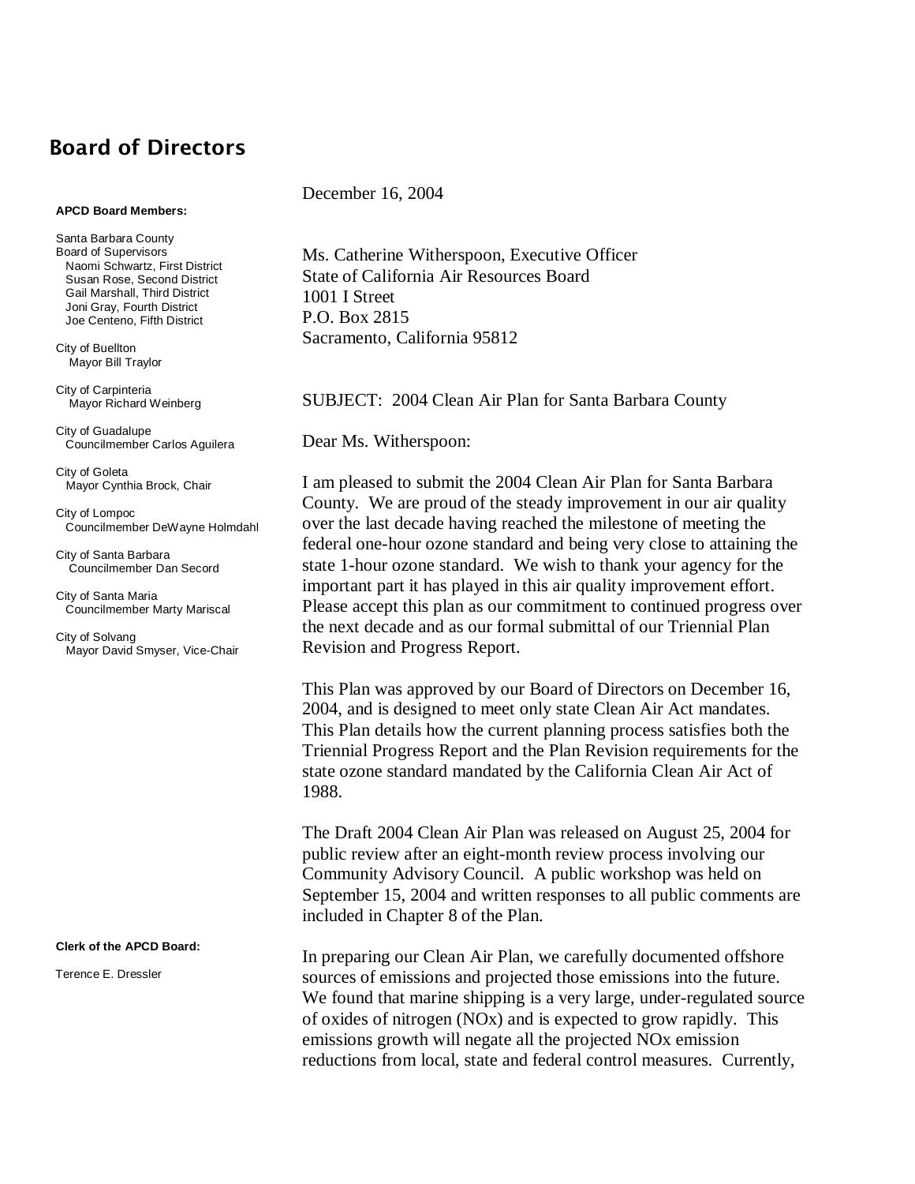## Board of Directors

**APCD Board Members:**

Santa Barbara County
Board of Supervisors
Naomi Schwartz, First District
Susan Rose, Second District
Gail Marshall, Third District
Joni Gray, Fourth District
Joe Centeno, Fifth District

City of Buellton
Mayor Bill Traylor

City of Carpinteria
Mayor Richard Weinberg

City of Guadalupe
Councilmember Carlos Aguilera

City of Goleta
Mayor Cynthia Brock, Chair

City of Lompoc
Councilmember DeWayne Holmdahl

City of Santa Barbara
Councilmember Dan Secord

City of Santa Maria
Councilmember Marty Mariscal

City of Solvang
Mayor David Smyser, Vice-Chair

**Clerk of the APCD Board:**

Terence E. Dressler

December 16, 2004

Ms. Catherine Witherspoon, Executive Officer
State of California Air Resources Board
1001 I Street
P.O. Box 2815
Sacramento, California 95812

SUBJECT: 2004 Clean Air Plan for Santa Barbara County

Dear Ms. Witherspoon:

I am pleased to submit the 2004 Clean Air Plan for Santa Barbara County. We are proud of the steady improvement in our air quality over the last decade having reached the milestone of meeting the federal one-hour ozone standard and being very close to attaining the state 1-hour ozone standard. We wish to thank your agency for the important part it has played in this air quality improvement effort. Please accept this plan as our commitment to continued progress over the next decade and as our formal submittal of our Triennial Plan Revision and Progress Report.

This Plan was approved by our Board of Directors on December 16, 2004, and is designed to meet only state Clean Air Act mandates. This Plan details how the current planning process satisfies both the Triennial Progress Report and the Plan Revision requirements for the state ozone standard mandated by the California Clean Air Act of 1988.

The Draft 2004 Clean Air Plan was released on August 25, 2004 for public review after an eight-month review process involving our Community Advisory Council. A public workshop was held on September 15, 2004 and written responses to all public comments are included in Chapter 8 of the Plan.

In preparing our Clean Air Plan, we carefully documented offshore sources of emissions and projected those emissions into the future. We found that marine shipping is a very large, under-regulated source of oxides of nitrogen (NOx) and is expected to grow rapidly. This emissions growth will negate all the projected NOx emission reductions from local, state and federal control measures. Currently,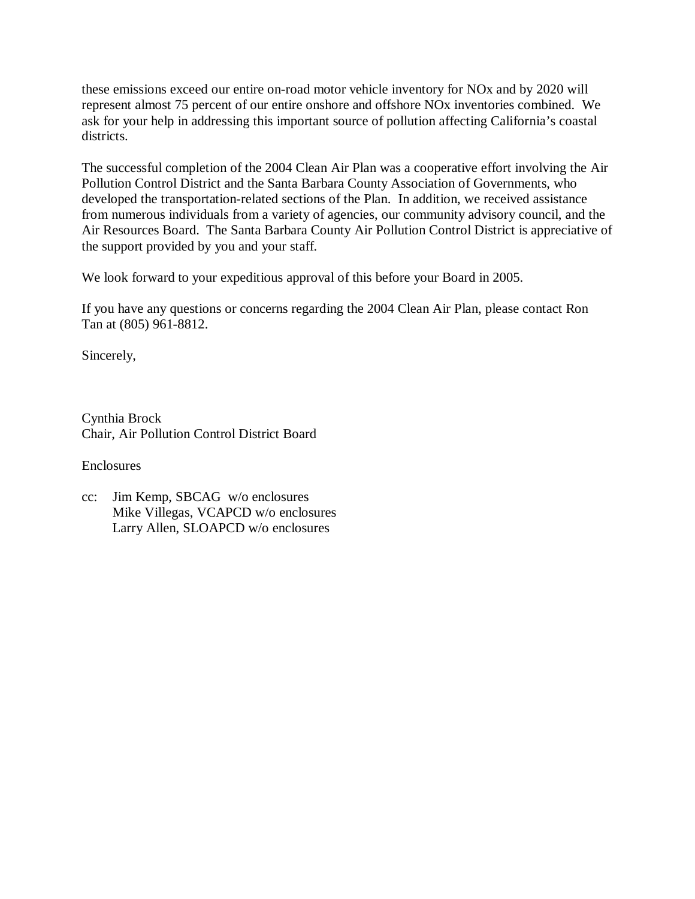these emissions exceed our entire on-road motor vehicle inventory for NOx and by 2020 will represent almost 75 percent of our entire onshore and offshore NOx inventories combined. We ask for your help in addressing this important source of pollution affecting California's coastal districts.

The successful completion of the 2004 Clean Air Plan was a cooperative effort involving the Air Pollution Control District and the Santa Barbara County Association of Governments, who developed the transportation-related sections of the Plan. In addition, we received assistance from numerous individuals from a variety of agencies, our community advisory council, and the Air Resources Board. The Santa Barbara County Air Pollution Control District is appreciative of the support provided by you and your staff.

We look forward to your expeditious approval of this before your Board in 2005.

If you have any questions or concerns regarding the 2004 Clean Air Plan, please contact Ron Tan at (805) 961-8812.

Sincerely,

Cynthia Brock
Chair, Air Pollution Control District Board

Enclosures

cc: Jim Kemp, SBCAG w/o enclosures
Mike Villegas, VCAPCD w/o enclosures
Larry Allen, SLOAPCD w/o enclosures